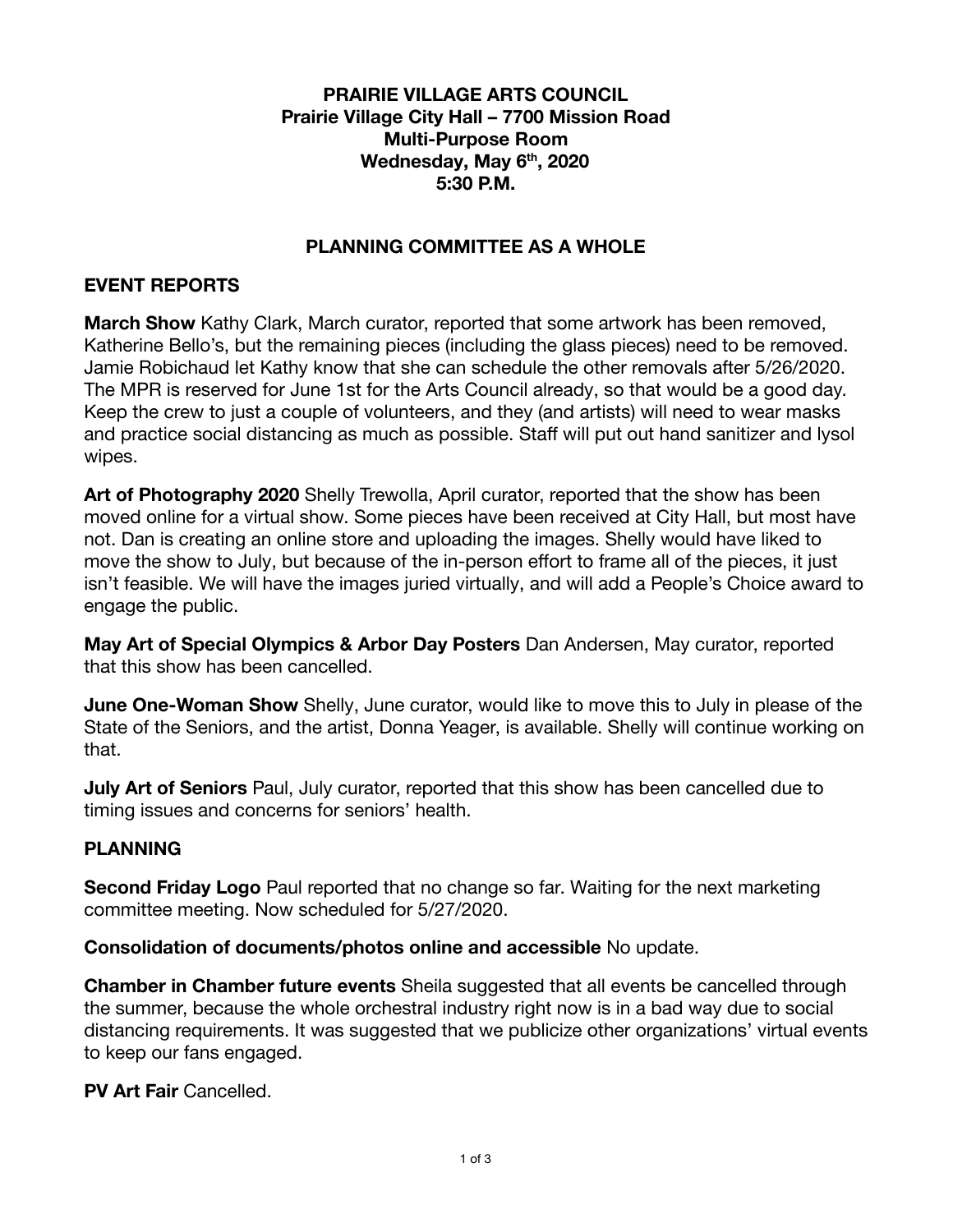# PRAIRIE VILLAGE ARTS COUNCIL
**Prairie Village City Hall – 7700 Mission Road**
**Multi-Purpose Room**
**Wednesday, May 6th, 2020**
**5:30 P.M.**

## PLANNING COMMITTEE AS A WHOLE

## EVENT REPORTS

**March Show** Kathy Clark, March curator, reported that some artwork has been removed, Katherine Bello's, but the remaining pieces (including the glass pieces) need to be removed. Jamie Robichaud let Kathy know that she can schedule the other removals after 5/26/2020. The MPR is reserved for June 1st for the Arts Council already, so that would be a good day. Keep the crew to just a couple of volunteers, and they (and artists) will need to wear masks and practice social distancing as much as possible. Staff will put out hand sanitizer and lysol wipes.

**Art of Photography 2020** Shelly Trewolla, April curator, reported that the show has been moved online for a virtual show. Some pieces have been received at City Hall, but most have not. Dan is creating an online store and uploading the images. Shelly would have liked to move the show to July, but because of the in-person effort to frame all of the pieces, it just isn't feasible. We will have the images juried virtually, and will add a People's Choice award to engage the public.

**May Art of Special Olympics & Arbor Day Posters** Dan Andersen, May curator, reported that this show has been cancelled.

**June One-Woman Show** Shelly, June curator, would like to move this to July in please of the State of the Seniors, and the artist, Donna Yeager, is available. Shelly will continue working on that.

**July Art of Seniors** Paul, July curator, reported that this show has been cancelled due to timing issues and concerns for seniors' health.

## PLANNING

**Second Friday Logo** Paul reported that no change so far. Waiting for the next marketing committee meeting. Now scheduled for 5/27/2020.

**Consolidation of documents/photos online and accessible** No update.

**Chamber in Chamber future events** Sheila suggested that all events be cancelled through the summer, because the whole orchestral industry right now is in a bad way due to social distancing requirements. It was suggested that we publicize other organizations' virtual events to keep our fans engaged.

**PV Art Fair** Cancelled.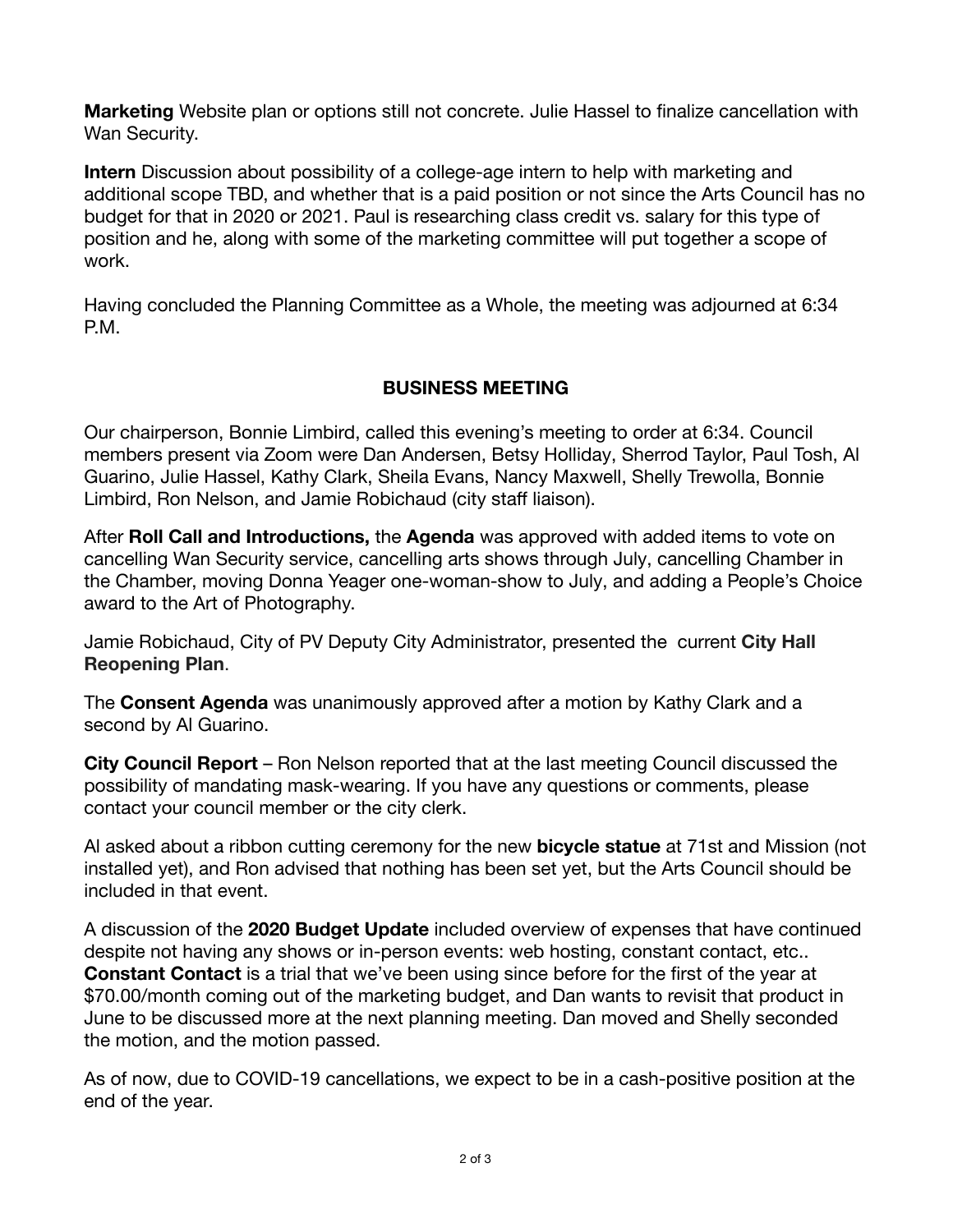**Marketing** Website plan or options still not concrete. Julie Hassel to finalize cancellation with Wan Security.

**Intern** Discussion about possibility of a college-age intern to help with marketing and additional scope TBD, and whether that is a paid position or not since the Arts Council has no budget for that in 2020 or 2021. Paul is researching class credit vs. salary for this type of position and he, along with some of the marketing committee will put together a scope of work.

Having concluded the Planning Committee as a Whole, the meeting was adjourned at 6:34 P.M.

## BUSINESS MEETING

Our chairperson, Bonnie Limbird, called this evening's meeting to order at 6:34. Council members present via Zoom were Dan Andersen, Betsy Holliday, Sherrod Taylor, Paul Tosh, Al Guarino, Julie Hassel, Kathy Clark, Sheila Evans, Nancy Maxwell, Shelly Trewolla, Bonnie Limbird, Ron Nelson, and Jamie Robichaud (city staff liaison).

After **Roll Call and Introductions,** the **Agenda** was approved with added items to vote on cancelling Wan Security service, cancelling arts shows through July, cancelling Chamber in the Chamber, moving Donna Yeager one-woman-show to July, and adding a People's Choice award to the Art of Photography.

Jamie Robichaud, City of PV Deputy City Administrator, presented the current **City Hall Reopening Plan**.

The **Consent Agenda** was unanimously approved after a motion by Kathy Clark and a second by Al Guarino.

**City Council Report** – Ron Nelson reported that at the last meeting Council discussed the possibility of mandating mask-wearing. If you have any questions or comments, please contact your council member or the city clerk.

Al asked about a ribbon cutting ceremony for the new **bicycle statue** at 71st and Mission (not installed yet), and Ron advised that nothing has been set yet, but the Arts Council should be included in that event.

A discussion of the **2020 Budget Update** included overview of expenses that have continued despite not having any shows or in-person events: web hosting, constant contact, etc.. **Constant Contact** is a trial that we've been using since before for the first of the year at $70.00/month coming out of the marketing budget, and Dan wants to revisit that product in June to be discussed more at the next planning meeting. Dan moved and Shelly seconded the motion, and the motion passed.

As of now, due to COVID-19 cancellations, we expect to be in a cash-positive position at the end of the year.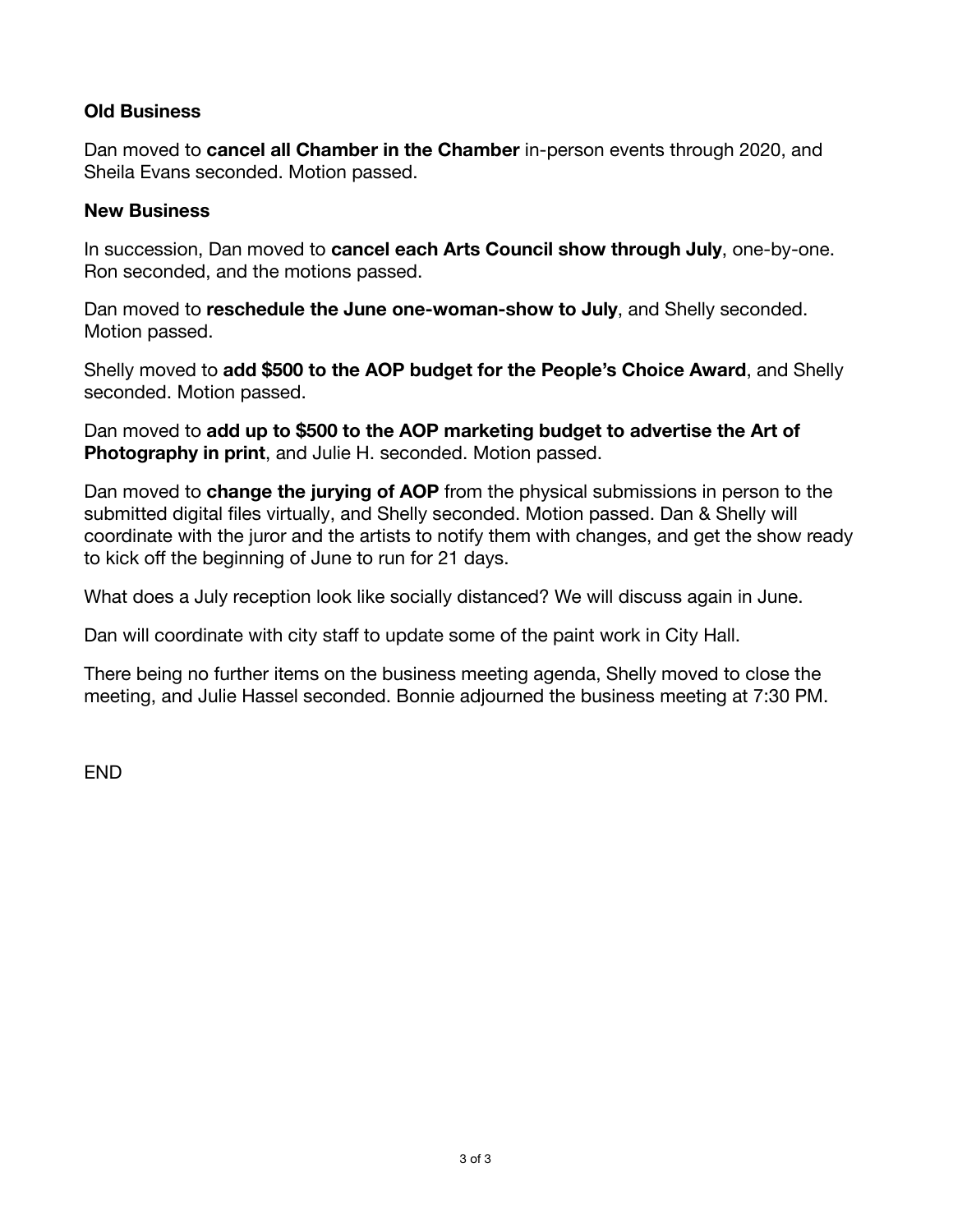**Old Business**

Dan moved to **cancel all Chamber in the Chamber** in-person events through 2020, and Sheila Evans seconded. Motion passed.

**New Business**

In succession, Dan moved to **cancel each Arts Council show through July**, one-by-one. Ron seconded, and the motions passed.

Dan moved to **reschedule the June one-woman-show to July**, and Shelly seconded. Motion passed.

Shelly moved to **add $500 to the AOP budget for the People's Choice Award**, and Shelly seconded. Motion passed.

Dan moved to **add up to $500 to the AOP marketing budget to advertise the Art of Photography in print**, and Julie H. seconded. Motion passed.

Dan moved to **change the jurying of AOP** from the physical submissions in person to the submitted digital files virtually, and Shelly seconded. Motion passed. Dan & Shelly will coordinate with the juror and the artists to notify them with changes, and get the show ready to kick off the beginning of June to run for 21 days.

What does a July reception look like socially distanced? We will discuss again in June.

Dan will coordinate with city staff to update some of the paint work in City Hall.

There being no further items on the business meeting agenda, Shelly moved to close the meeting, and Julie Hassel seconded. Bonnie adjourned the business meeting at 7:30 PM.

END